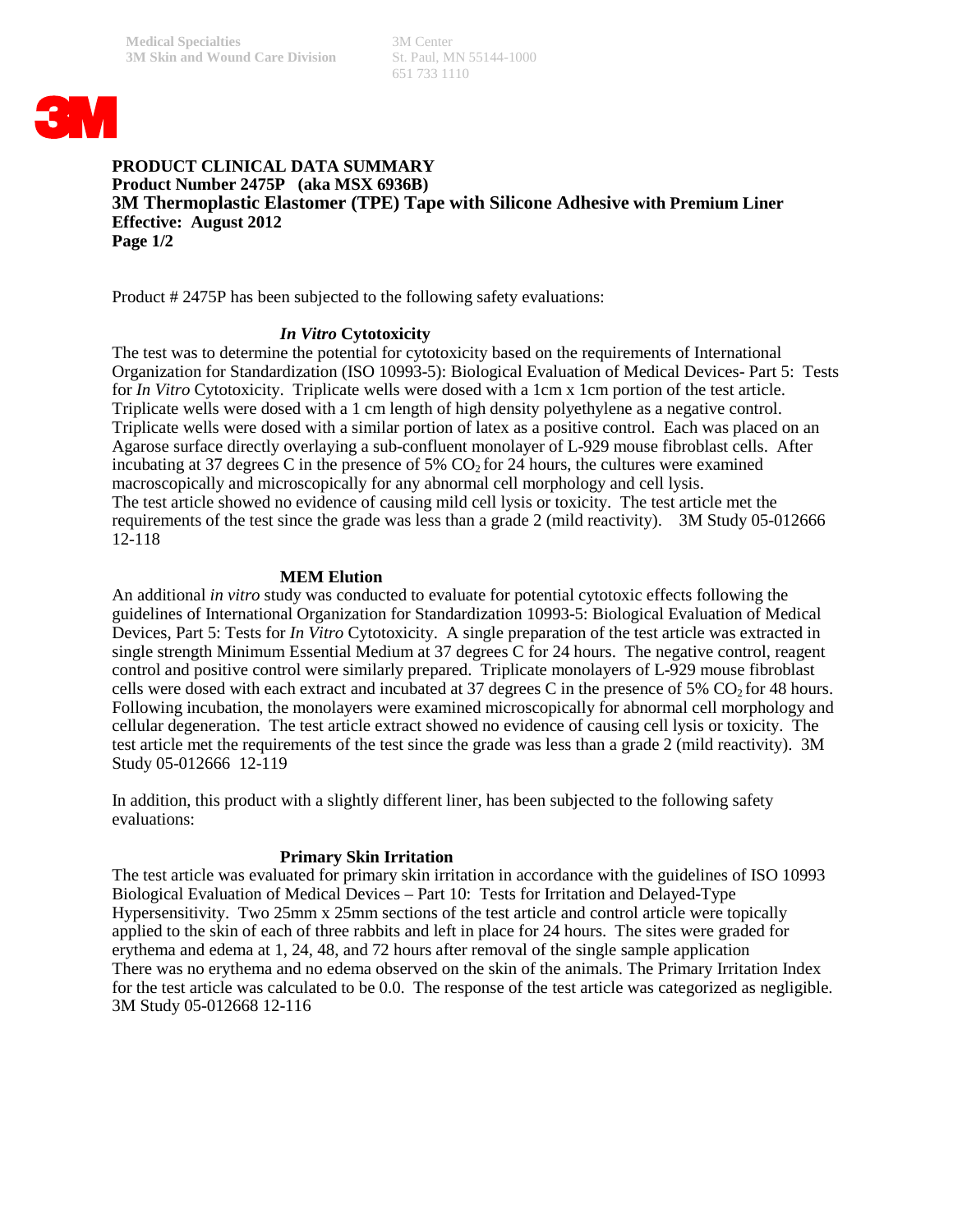Medical Specialties
3M Skin and Wound Care Division

3M Center
St. Paul, MN 55144-1000
651 733 1110

**PRODUCT CLINICAL DATA SUMMARY**
**Product Number 2475P (aka MSX 6936B)**
**3M Thermoplastic Elastomer (TPE) Tape with Silicone Adhesive with Premium Liner**
**Effective: August 2012**
**Page 1/2**

Product # 2475P has been subjected to the following safety evaluations:

### *In Vitro* Cytotoxicity

The test was to determine the potential for cytotoxicity based on the requirements of International Organization for Standardization (ISO 10993-5): Biological Evaluation of Medical Devices- Part 5: Tests for *In Vitro* Cytotoxicity. Triplicate wells were dosed with a 1cm x 1cm portion of the test article. Triplicate wells were dosed with a 1 cm length of high density polyethylene as a negative control. Triplicate wells were dosed with a similar portion of latex as a positive control. Each was placed on an Agarose surface directly overlaying a sub-confluent monolayer of L-929 mouse fibroblast cells. After incubating at 37 degrees C in the presence of 5% $CO_2$ for 24 hours, the cultures were examined macroscopically and microscopically for any abnormal cell morphology and cell lysis.
The test article showed no evidence of causing mild cell lysis or toxicity. The test article met the requirements of the test since the grade was less than a grade 2 (mild reactivity). 3M Study 05-012666 12-118

### MEM Elution

An additional *in vitro* study was conducted to evaluate for potential cytotoxic effects following the guidelines of International Organization for Standardization 10993-5: Biological Evaluation of Medical Devices, Part 5: Tests for *In Vitro* Cytotoxicity. A single preparation of the test article was extracted in single strength Minimum Essential Medium at 37 degrees C for 24 hours. The negative control, reagent control and positive control were similarly prepared. Triplicate monolayers of L-929 mouse fibroblast cells were dosed with each extract and incubated at 37 degrees C in the presence of 5% $CO_2$ for 48 hours. Following incubation, the monolayers were examined microscopically for abnormal cell morphology and cellular degeneration. The test article extract showed no evidence of causing cell lysis or toxicity. The test article met the requirements of the test since the grade was less than a grade 2 (mild reactivity). 3M Study 05-012666 12-119

In addition, this product with a slightly different liner, has been subjected to the following safety evaluations:

### Primary Skin Irritation

The test article was evaluated for primary skin irritation in accordance with the guidelines of ISO 10993 Biological Evaluation of Medical Devices – Part 10: Tests for Irritation and Delayed-Type Hypersensitivity. Two 25mm x 25mm sections of the test article and control article were topically applied to the skin of each of three rabbits and left in place for 24 hours. The sites were graded for erythema and edema at 1, 24, 48, and 72 hours after removal of the single sample application
There was no erythema and no edema observed on the skin of the animals. The Primary Irritation Index for the test article was calculated to be 0.0. The response of the test article was categorized as negligible. 3M Study 05-012668 12-116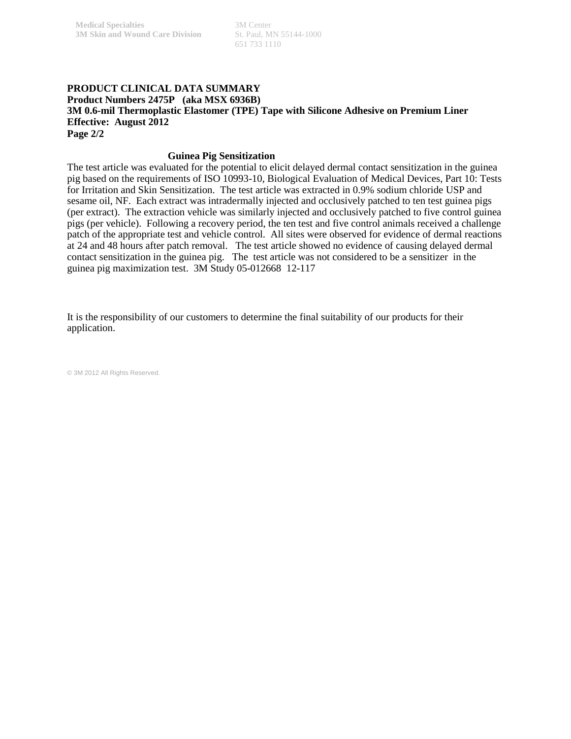**PRODUCT CLINICAL DATA SUMMARY**
**Product Numbers 2475P (aka MSX 6936B)**
**3M 0.6-mil Thermoplastic Elastomer (TPE) Tape with Silicone Adhesive on Premium Liner**
**Effective: August 2012**
**Page 2/2**

### Guinea Pig Sensitization

The test article was evaluated for the potential to elicit delayed dermal contact sensitization in the guinea pig based on the requirements of ISO 10993-10, Biological Evaluation of Medical Devices, Part 10: Tests for Irritation and Skin Sensitization. The test article was extracted in 0.9% sodium chloride USP and sesame oil, NF. Each extract was intradermally injected and occlusively patched to ten test guinea pigs (per extract). The extraction vehicle was similarly injected and occlusively patched to five control guinea pigs (per vehicle). Following a recovery period, the ten test and five control animals received a challenge patch of the appropriate test and vehicle control. All sites were observed for evidence of dermal reactions at 24 and 48 hours after patch removal. The test article showed no evidence of causing delayed dermal contact sensitization in the guinea pig. The test article was not considered to be a sensitizer in the guinea pig maximization test. 3M Study 05-012668 12-117

It is the responsibility of our customers to determine the final suitability of our products for their application.

© 3M 2012 All Rights Reserved.